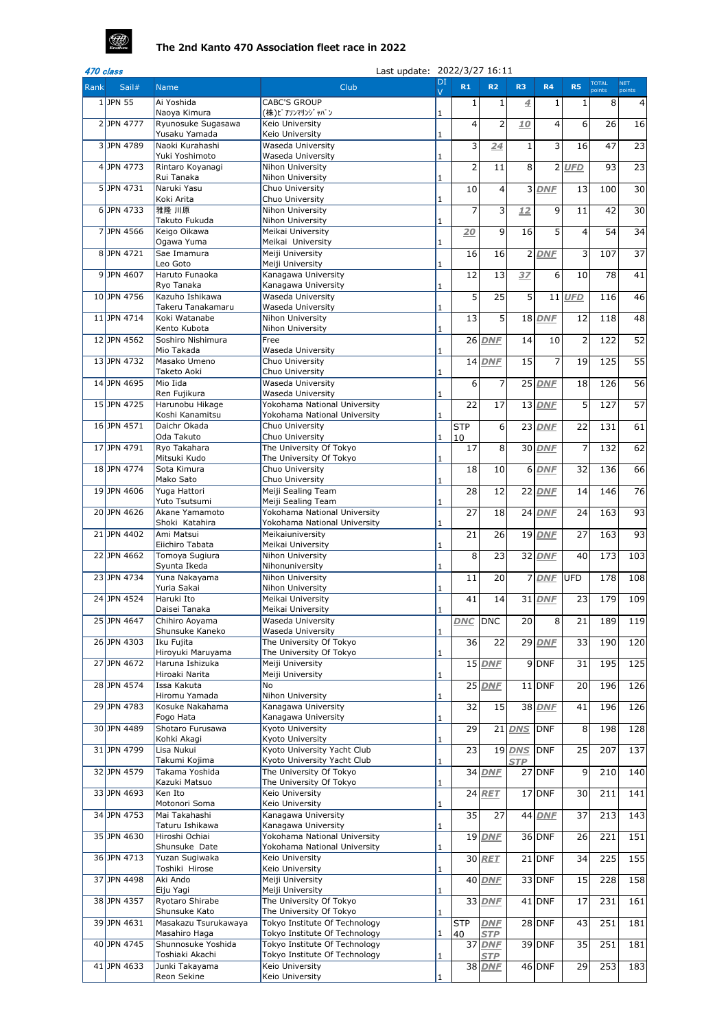## The 2nd Kanto 470 Association fleet race in 2022

*470 class*　　Last update: 2022/3/27 16:11

| Rank | Sail# | Name | Club | DIV | R1 | R2 | R3 | R4 | R5 | TOTAL points | NET points |
|---|---|---|---|---|---|---|---|---|---|---|---|
| 1 | JPN 55 | Ai Yoshida<br>Naoya Kimura | CABC'S GROUP<br>(株)ﾋﾟｱｿﾝﾏﾘﾝｼﾞｬﾊﾟﾝ | 1 | 1 | 1 | *4* | 1 | 1 | 8 | 4 |
| 2 | JPN 4777 | Ryunosuke Sugasawa<br>Yusaku Yamada | Keio University<br>Keio University | 1 | 4 | 2 | *10* | 4 | 6 | 26 | 16 |
| 3 | JPN 4789 | Naoki Kurahashi<br>Yuki Yoshimoto | Waseda University<br>Waseda University | 1 | 3 | *24* | 1 | 3 | 16 | 47 | 23 |
| 4 | JPN 4773 | Rintaro Koyanagi<br>Rui Tanaka | Nihon University<br>Nihon University | 1 | 2 | 11 | 8 | 2 | *UFD* | 93 | 23 |
| 5 | JPN 4731 | Naruki Yasu<br>Koki Arita | Chuo University<br>Chuo University | 1 | 10 | 4 | 3 | *DNF* | 13 | 100 | 30 |
| 6 | JPN 4733 | 雅隆 川原<br>Takuto Fukuda | Nihon University<br>Nihon University | 1 | 7 | 3 | *12* | 9 | 11 | 42 | 30 |
| 7 | JPN 4566 | Keigo Oikawa<br>Ogawa Yuma | Meikai University<br>Meikai University | 1 | *20* | 9 | 16 | 5 | 4 | 54 | 34 |
| 8 | JPN 4721 | Sae Imamura<br>Leo Goto | Meiji University<br>Meiji University | 1 | 16 | 16 | 2 | *DNF* | 3 | 107 | 37 |
| 9 | JPN 4607 | Haruto Funaoka<br>Ryo Tanaka | Kanagawa University<br>Kanagawa University | 1 | 12 | 13 | *37* | 6 | 10 | 78 | 41 |
| 10 | JPN 4756 | Kazuho Ishikawa<br>Takeru Tanakamaru | Waseda University<br>Waseda University | 1 | 5 | 25 | 5 | 11 | *UFD* | 116 | 46 |
| 11 | JPN 4714 | Koki Watanabe<br>Kento Kubota | Nihon University<br>Nihon University | 1 | 13 | 5 | 18 | *DNF* | 12 | 118 | 48 |
| 12 | JPN 4562 | Soshiro Nishimura<br>Mio Takada | Free<br>Waseda University | 1 | 26 | *DNF* | 14 | 10 | 2 | 122 | 52 |
| 13 | JPN 4732 | Masako Umeno<br>Taketo Aoki | Chuo University<br>Chuo University | 1 | 14 | *DNF* | 15 | 7 | 19 | 125 | 55 |
| 14 | JPN 4695 | Mio Iida<br>Ren Fujikura | Waseda University<br>Waseda University | 1 | 6 | 7 | 25 | *DNF* | 18 | 126 | 56 |
| 15 | JPN 4725 | Harunobu Hikage<br>Koshi Kanamitsu | Yokohama National University<br>Yokohama National University | 1 | 22 | 17 | 13 | *DNF* | 5 | 127 | 57 |
| 16 | JPN 4571 | Daichr Okada<br>Oda Takuto | Chuo University<br>Chuo University | 1 | STP 10 | 6 | 23 | *DNF* | 22 | 131 | 61 |
| 17 | JPN 4791 | Ryo Takahara<br>Mitsuki Kudo | The University Of Tokyo<br>The University Of Tokyo | 1 | 17 | 8 | 30 | *DNF* | 7 | 132 | 62 |
| 18 | JPN 4774 | Sota Kimura<br>Mako Sato | Chuo University<br>Chuo University | 1 | 18 | 10 | 6 | *DNF* | 32 | 136 | 66 |
| 19 | JPN 4606 | Yuga Hattori<br>Yuto Tsutsumi | Meiji Sealing Team<br>Meiji Sealing Team | 1 | 28 | 12 | 22 | *DNF* | 14 | 146 | 76 |
| 20 | JPN 4626 | Akane Yamamoto<br>Shoki Katahira | Yokohama National University<br>Yokohama National University | 1 | 27 | 18 | 24 | *DNF* | 24 | 163 | 93 |
| 21 | JPN 4402 | Ami Matsui<br>Eiichiro Tabata | Meikaiuniversity<br>Meikai University | 1 | 21 | 26 | 19 | *DNF* | 27 | 163 | 93 |
| 22 | JPN 4662 | Tomoya Sugiura<br>Syunta Ikeda | Nihon University<br>Nihonuniversity | 1 | 8 | 23 | 32 | *DNF* | 40 | 173 | 103 |
| 23 | JPN 4734 | Yuna Nakayama<br>Yuria Sakai | Nihon University<br>Nihon University | 1 | 11 | 20 | 7 | *DNF* | UFD | 178 | 108 |
| 24 | JPN 4524 | Haruki Ito<br>Daisei Tanaka | Meikai University<br>Meikai University | 1 | 41 | 14 | 31 | *DNF* | 23 | 179 | 109 |
| 25 | JPN 4647 | Chihiro Aoyama<br>Shunsuke Kaneko | Waseda University<br>Waseda University | 1 | *DNC* | DNC | 20 | 8 | 21 | 189 | 119 |
| 26 | JPN 4303 | Iku Fujita<br>Hiroyuki Maruyama | The University Of Tokyo<br>The University Of Tokyo | 1 | 36 | 22 | 29 | *DNF* | 33 | 190 | 120 |
| 27 | JPN 4672 | Haruna Ishizuka<br>Hiroaki Narita | Meiji University<br>Meiji University | 1 | 15 | *DNF* | 9 | DNF | 31 | 195 | 125 |
| 28 | JPN 4574 | Issa Kakuta<br>Hiromu Yamada | No<br>Nihon University | 1 | 25 | *DNF* | 11 | DNF | 20 | 196 | 126 |
| 29 | JPN 4783 | Kosuke Nakahama<br>Fogo Hata | Kanagawa University<br>Kanagawa University | 1 | 32 | 15 | 38 | *DNF* | 41 | 196 | 126 |
| 30 | JPN 4489 | Shotaro Furusawa<br>Kohki Akagi | Kyoto University<br>Kyoto University | 1 | 29 | 21 | *DNS* | DNF | 8 | 198 | 128 |
| 31 | JPN 4799 | Lisa Nukui<br>Takumi Kojima | Kyoto University Yacht Club<br>Kyoto University Yacht Club | 1 | 23 | 19 | *DNS STP* | DNF | 25 | 207 | 137 |
| 32 | JPN 4579 | Takama Yoshida<br>Kazuki Matsuo | The University Of Tokyo<br>The University Of Tokyo | 1 | 34 | *DNF* | 27 | DNF | 9 | 210 | 140 |
| 33 | JPN 4693 | Ken Ito<br>Motonori Soma | Keio University<br>Keio University | 1 | 24 | *RET* | 17 | DNF | 30 | 211 | 141 |
| 34 | JPN 4753 | Mai Takahashi<br>Taturu Ishikawa | Kanagawa University<br>Kanagawa University | 1 | 35 | 27 | 44 | *DNF* | 37 | 213 | 143 |
| 35 | JPN 4630 | Hiroshi Ochiai<br>Shunsuke Date | Yokohama National University<br>Yokohama National University | 1 | 19 | *DNF* | 36 | DNF | 26 | 221 | 151 |
| 36 | JPN 4713 | Yuzan Sugiwaka<br>Toshiki Hirose | Keio University<br>Keio University | 1 | 30 | *RET* | 21 | DNF | 34 | 225 | 155 |
| 37 | JPN 4498 | Aki Ando<br>Eiju Yagi | Meiji University<br>Meiji University | 1 | 40 | *DNF* | 33 | DNF | 15 | 228 | 158 |
| 38 | JPN 4357 | Ryotaro Shirabe<br>Shunsuke Kato | The University Of Tokyo<br>The University Of Tokyo | 1 | 33 | *DNF* | 41 | DNF | 17 | 231 | 161 |
| 39 | JPN 4631 | Masakazu Tsurukawaya<br>Masahiro Haga | Tokyo Institute Of Technology<br>Tokyo Institute Of Technology | 1 | STP 40 | *DNF STP* | 28 | DNF | 43 | 251 | 181 |
| 40 | JPN 4745 | Shunnosuke Yoshida<br>Toshiaki Akachi | Tokyo Institute Of Technology<br>Tokyo Institute Of Technology | 1 | 37 | *DNF STP* | 39 | DNF | 35 | 251 | 181 |
| 41 | JPN 4633 | Junki Takayama<br>Reon Sekine | Keio University<br>Keio University | 1 | 38 | *DNF* | 46 | DNF | 29 | 253 | 183 |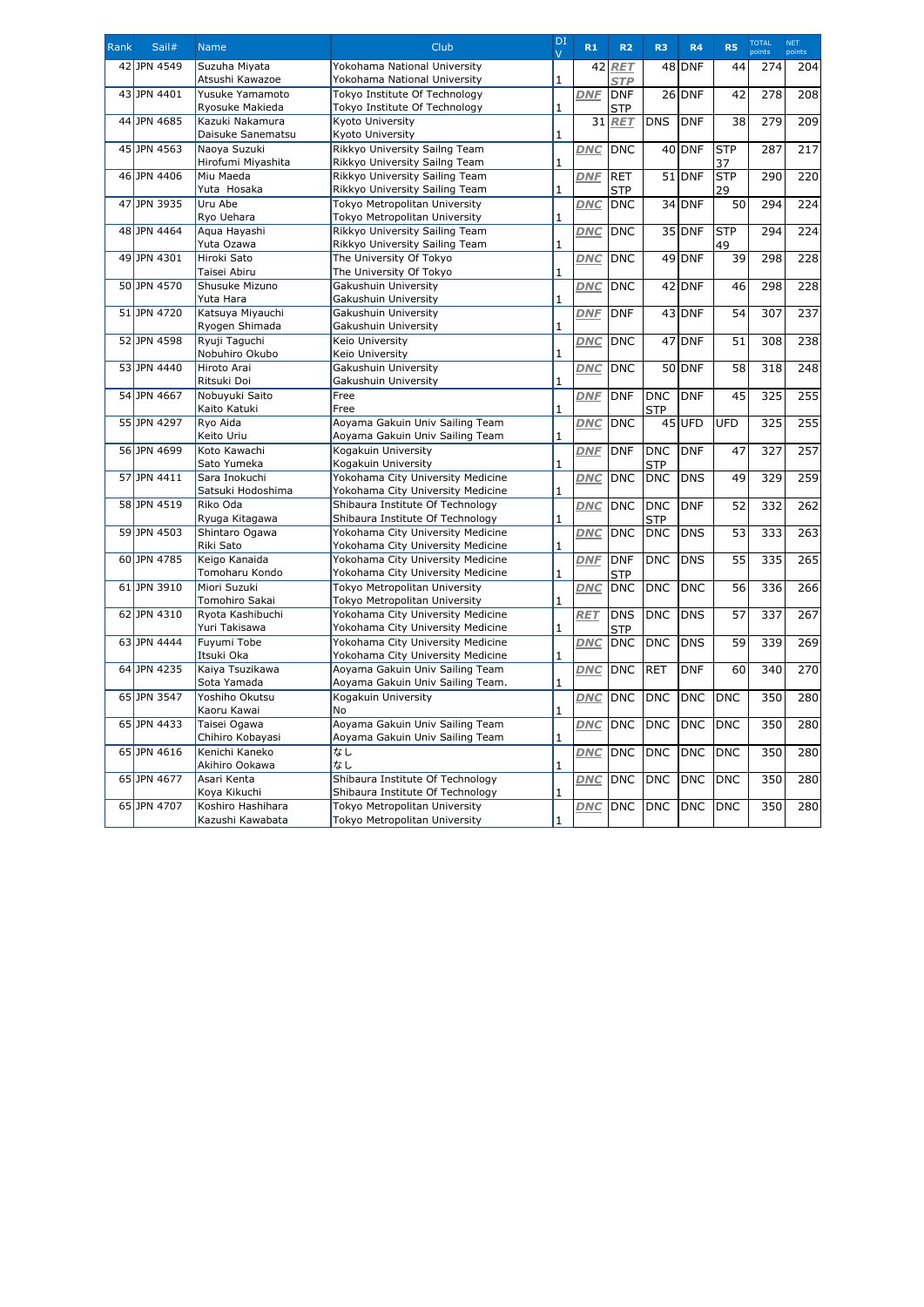| Rank | Sail# | Name | Club | DIV | R1 | R2 | R3 | R4 | R5 | TOTAL points | NET points |
|---|---|---|---|---|---|---|---|---|---|---|---|
| 42 | JPN 4549 | Suzuha Miyata<br>Atsushi Kawazoe | Yokohama National University<br>Yokohama National University | 1 | 42 | *RET STP* | 48 | DNF | 44 | 274 | 204 |
| 43 | JPN 4401 | Yusuke Yamamoto<br>Ryosuke Makieda | Tokyo Institute Of Technology<br>Tokyo Institute Of Technology | 1 | *DNF* | DNF STP | 26 | DNF | 42 | 278 | 208 |
| 44 | JPN 4685 | Kazuki Nakamura<br>Daisuke Sanematsu | Kyoto University<br>Kyoto University | 1 | 31 | *RET* | DNS | DNF | 38 | 279 | 209 |
| 45 | JPN 4563 | Naoya Suzuki<br>Hirofumi Miyashita | Rikkyo University Sailng Team<br>Rikkyo University Sailng Team | 1 | *DNC* | DNC | 40 | DNF | STP 37 | 287 | 217 |
| 46 | JPN 4406 | Miu Maeda<br>Yuta Hosaka | Rikkyo University Sailing Team<br>Rikkyo University Sailing Team | 1 | *DNF* | RET STP | 51 | DNF | STP 29 | 290 | 220 |
| 47 | JPN 3935 | Uru Abe<br>Ryo Uehara | Tokyo Metropolitan University<br>Tokyo Metropolitan University | 1 | *DNC* | DNC | 34 | DNF | 50 | 294 | 224 |
| 48 | JPN 4464 | Aqua Hayashi<br>Yuta Ozawa | Rikkyo University Sailing Team<br>Rikkyo University Sailing Team | 1 | *DNC* | DNC | 35 | DNF | STP 49 | 294 | 224 |
| 49 | JPN 4301 | Hiroki Sato<br>Taisei Abiru | The University Of Tokyo<br>The University Of Tokyo | 1 | *DNC* | DNC | 49 | DNF | 39 | 298 | 228 |
| 50 | JPN 4570 | Shusuke Mizuno<br>Yuta Hara | Gakushuin University<br>Gakushuin University | 1 | *DNC* | DNC | 42 | DNF | 46 | 298 | 228 |
| 51 | JPN 4720 | Katsuya Miyauchi<br>Ryogen Shimada | Gakushuin University<br>Gakushuin University | 1 | *DNF* | DNF | 43 | DNF | 54 | 307 | 237 |
| 52 | JPN 4598 | Ryuji Taguchi<br>Nobuhiro Okubo | Keio University<br>Keio University | 1 | *DNC* | DNC | 47 | DNF | 51 | 308 | 238 |
| 53 | JPN 4440 | Hiroto Arai<br>Ritsuki Doi | Gakushuin University<br>Gakushuin University | 1 | *DNC* | DNC | 50 | DNF | 58 | 318 | 248 |
| 54 | JPN 4667 | Nobuyuki Saito<br>Kaito Katuki | Free<br>Free | 1 | *DNF* | DNF | DNC STP | DNF | 45 | 325 | 255 |
| 55 | JPN 4297 | Ryo Aida<br>Keito Uriu | Aoyama Gakuin Univ Sailing Team<br>Aoyama Gakuin Univ Sailing Team | 1 | *DNC* | DNC | 45 | UFD | UFD | 325 | 255 |
| 56 | JPN 4699 | Koto Kawachi<br>Sato Yumeka | Kogakuin University<br>Kogakuin University | 1 | *DNF* | DNF | DNC STP | DNF | 47 | 327 | 257 |
| 57 | JPN 4411 | Sara Inokuchi<br>Satsuki Hodoshima | Yokohama City University Medicine<br>Yokohama City University Medicine | 1 | *DNC* | DNC | DNC | DNS | 49 | 329 | 259 |
| 58 | JPN 4519 | Riko Oda<br>Ryuga Kitagawa | Shibaura Institute Of Technology<br>Shibaura Institute Of Technology | 1 | *DNC* | DNC | DNC STP | DNF | 52 | 332 | 262 |
| 59 | JPN 4503 | Shintaro Ogawa<br>Riki Sato | Yokohama City University Medicine<br>Yokohama City University Medicine | 1 | *DNC* | DNC | DNC | DNS | 53 | 333 | 263 |
| 60 | JPN 4785 | Keigo Kanaida<br>Tomoharu Kondo | Yokohama City University Medicine<br>Yokohama City University Medicine | 1 | *DNF* | DNF STP | DNC | DNS | 55 | 335 | 265 |
| 61 | JPN 3910 | Miori Suzuki<br>Tomohiro Sakai | Tokyo Metropolitan University<br>Tokyo Metropolitan University | 1 | *DNC* | DNC | DNC | DNC | 56 | 336 | 266 |
| 62 | JPN 4310 | Ryota Kashibuchi<br>Yuri Takisawa | Yokohama City University Medicine<br>Yokohama City University Medicine | 1 | *RET* | DNS STP | DNC | DNS | 57 | 337 | 267 |
| 63 | JPN 4444 | Fuyumi Tobe<br>Itsuki Oka | Yokohama City University Medicine<br>Yokohama City University Medicine | 1 | *DNC* | DNC | DNC | DNS | 59 | 339 | 269 |
| 64 | JPN 4235 | Kaiya Tsuzikawa<br>Sota Yamada | Aoyama Gakuin Univ Sailing Team<br>Aoyama Gakuin Univ Sailing Team. | 1 | *DNC* | DNC | RET | DNF | 60 | 340 | 270 |
| 65 | JPN 3547 | Yoshiho Okutsu<br>Kaoru Kawai | Kogakuin University<br>No | 1 | *DNC* | DNC | DNC | DNC | DNC | 350 | 280 |
| 65 | JPN 4433 | Taisei Ogawa<br>Chihiro Kobayasi | Aoyama Gakuin Univ Sailing Team<br>Aoyama Gakuin Univ Sailing Team | 1 | *DNC* | DNC | DNC | DNC | DNC | 350 | 280 |
| 65 | JPN 4616 | Kenichi Kaneko<br>Akihiro Ookawa | なし<br>なし | 1 | *DNC* | DNC | DNC | DNC | DNC | 350 | 280 |
| 65 | JPN 4677 | Asari Kenta<br>Koya Kikuchi | Shibaura Institute Of Technology<br>Shibaura Institute Of Technology | 1 | *DNC* | DNC | DNC | DNC | DNC | 350 | 280 |
| 65 | JPN 4707 | Koshiro Hashihara<br>Kazushi Kawabata | Tokyo Metropolitan University<br>Tokyo Metropolitan University | 1 | *DNC* | DNC | DNC | DNC | DNC | 350 | 280 |